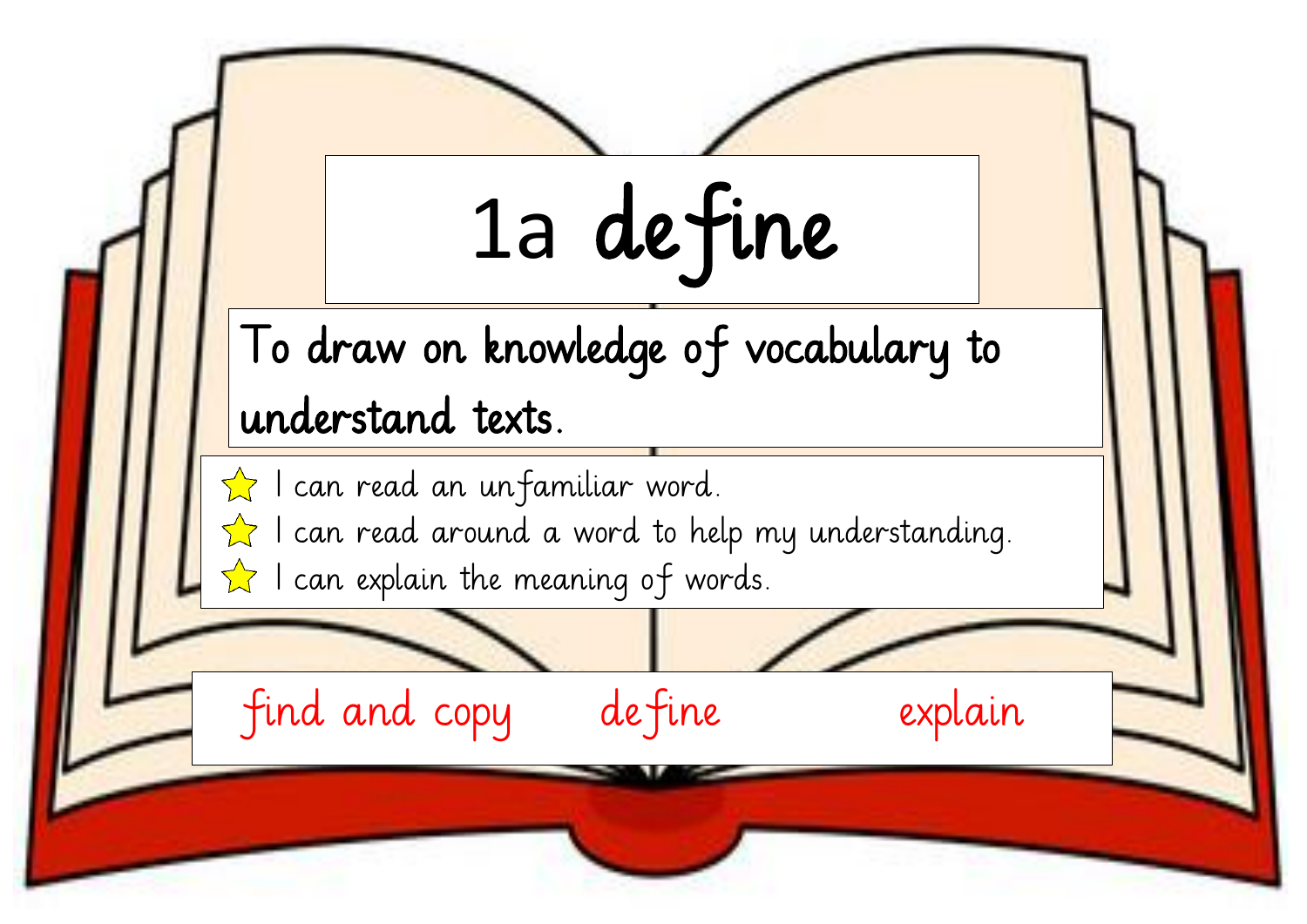# 1a define

**To draw on knowledge of vocabulary to understand texts.**

- ⭐ I can read an unfamiliar word.
- ⭐ I can read around a word to help my understanding.
- ⭐ I can explain the meaning of words.

find and copy    define    explain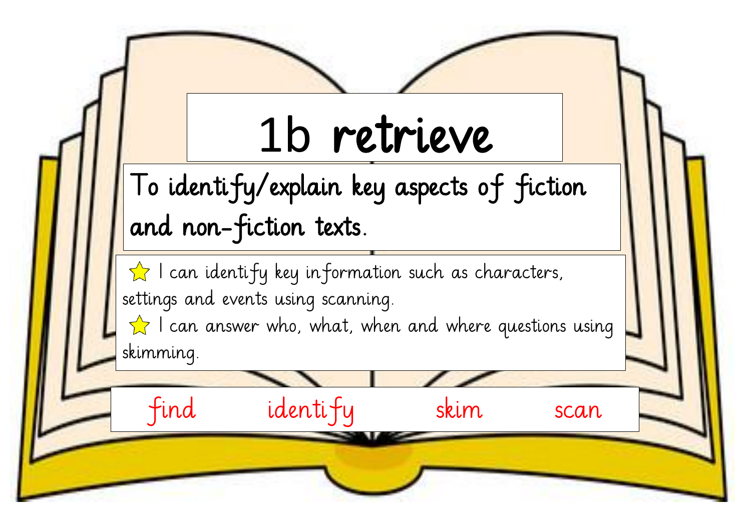# 1b retrieve

**To identify/explain key aspects of fiction and non-fiction texts.**

⭐ I can identify key information such as characters, settings and events using scanning.

⭐ I can answer who, what, when and where questions using skimming.

find identify skim scan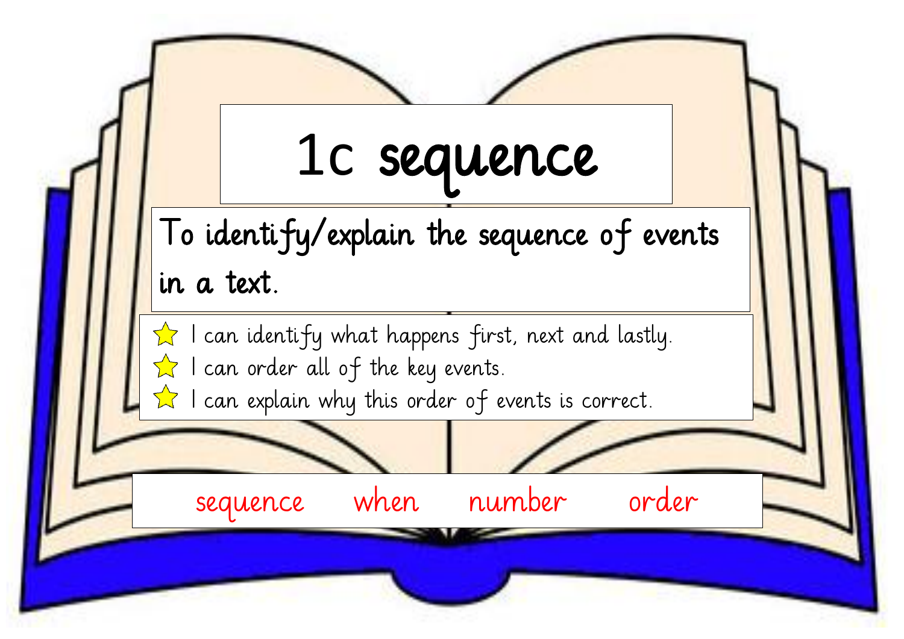# 1c sequence

**To identify/explain the sequence of events in a text.**

- ⭐ I can identify what happens first, next and lastly.
- ⭐ I can order all of the key events.
- ⭐ I can explain why this order of events is correct.

sequence when number order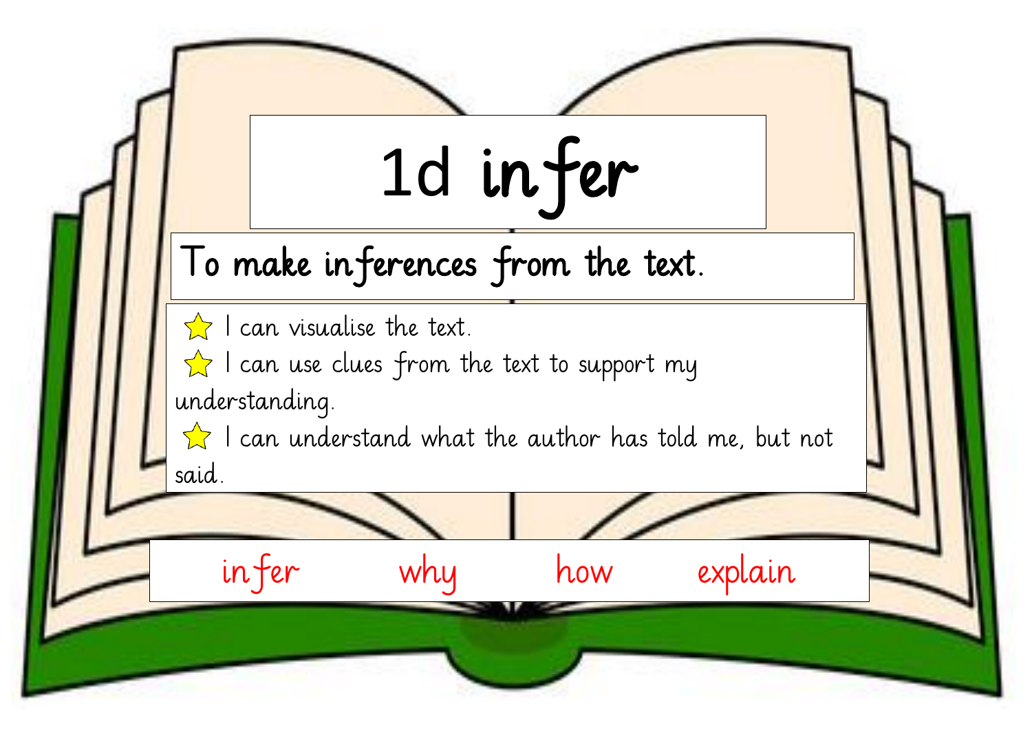# 1d infer

## To make inferences from the text.

- ⭐ I can visualise the text.
- ⭐ I can use clues from the text to support my understanding.
- ⭐ I can understand what the author has told me, but not said.

infer why how explain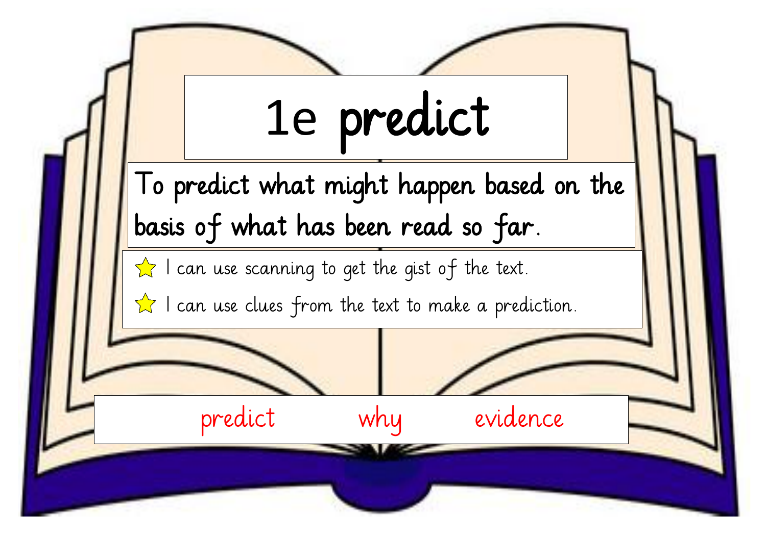# 1e predict

**To predict what might happen based on the basis of what has been read so far.**

- ⭐ I can use scanning to get the gist of the text.
- ⭐ I can use clues from the text to make a prediction.

predict why evidence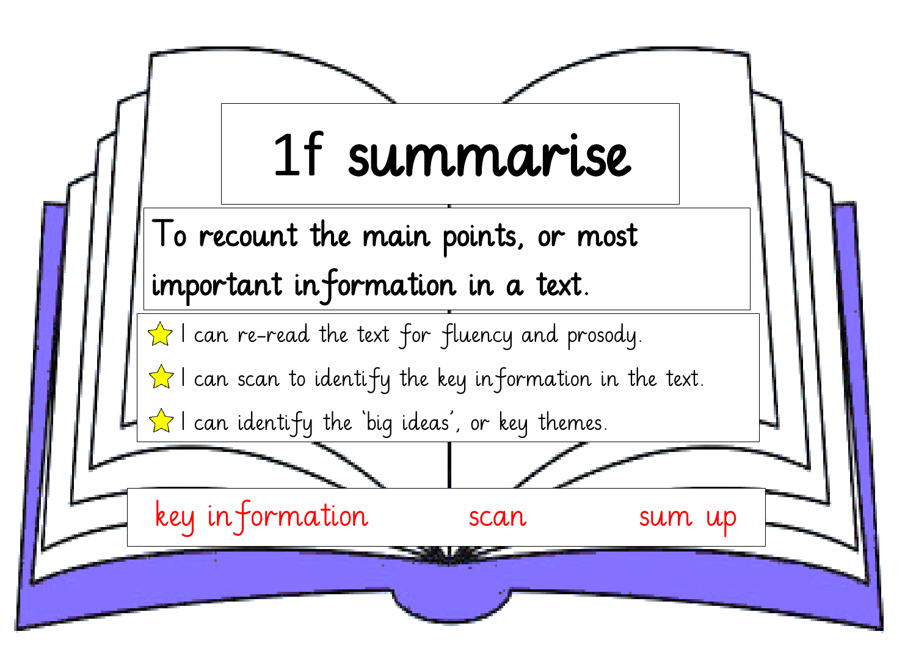# 1f summarise

**To recount the main points, or most important information in a text.**

- ⭐ I can re-read the text for fluency and prosody.
- ⭐ I can scan to identify the key information in the text.
- ⭐ I can identify the 'big ideas', or key themes.

key information scan sum up